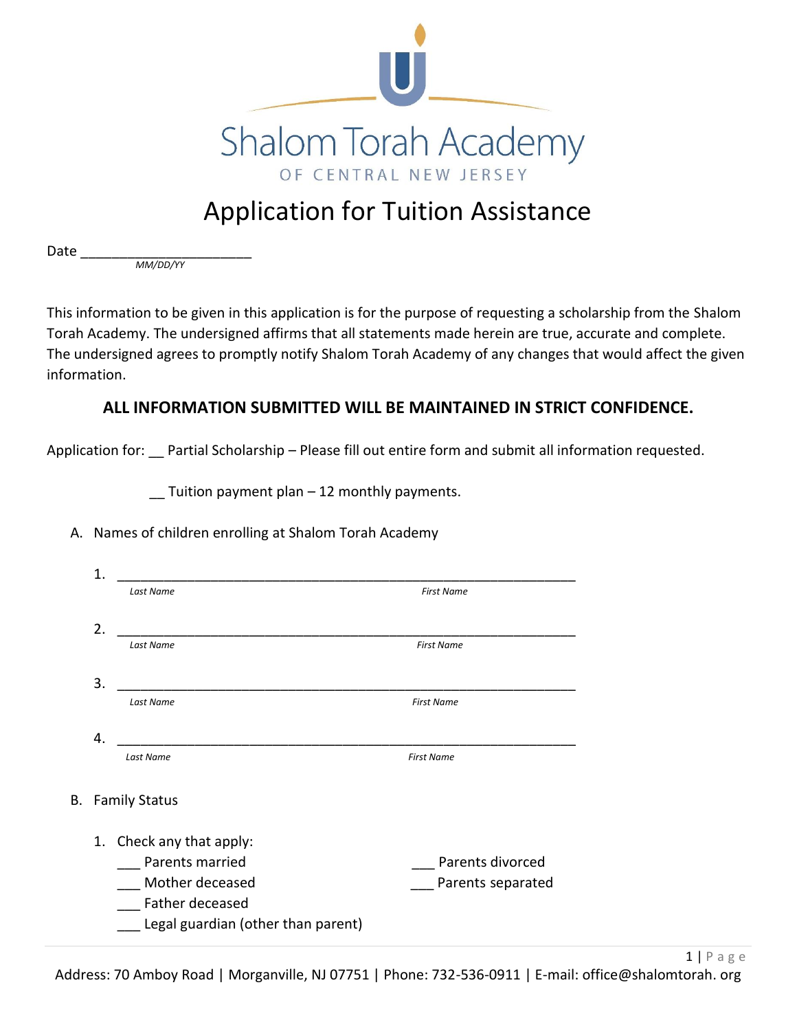# Shalom Torah Academy

OF CENTRAL NEW JERSEY

## Application for Tuition Assistance

Date ______________________
*MM/DD/YY*

This information to be given in this application is for the purpose of requesting a scholarship from the Shalom Torah Academy. The undersigned affirms that all statements made herein are true, accurate and complete. The undersigned agrees to promptly notify Shalom Torah Academy of any changes that would affect the given information.

**ALL INFORMATION SUBMITTED WILL BE MAINTAINED IN STRICT CONFIDENCE.**

Application for: __ Partial Scholarship – Please fill out entire form and submit all information requested.

__ Tuition payment plan – 12 monthly payments.

A. Names of children enrolling at Shalom Torah Academy

1. ____________________________________________________________
   *Last Name* *First Name*

2. ____________________________________________________________
   *Last Name* *First Name*

3. ____________________________________________________________
   *Last Name* *First Name*

4. ____________________________________________________________
   *Last Name* *First Name*

B. Family Status

1. Check any that apply:

   ___ Parents married
   ___ Mother deceased
   ___ Father deceased
   ___ Legal guardian (other than parent)
   ___ Parents divorced
   ___ Parents separated

Address: 70 Amboy Road | Morganville, NJ 07751 | Phone: 732-536-0911 | E-mail: office@shalomtorah. org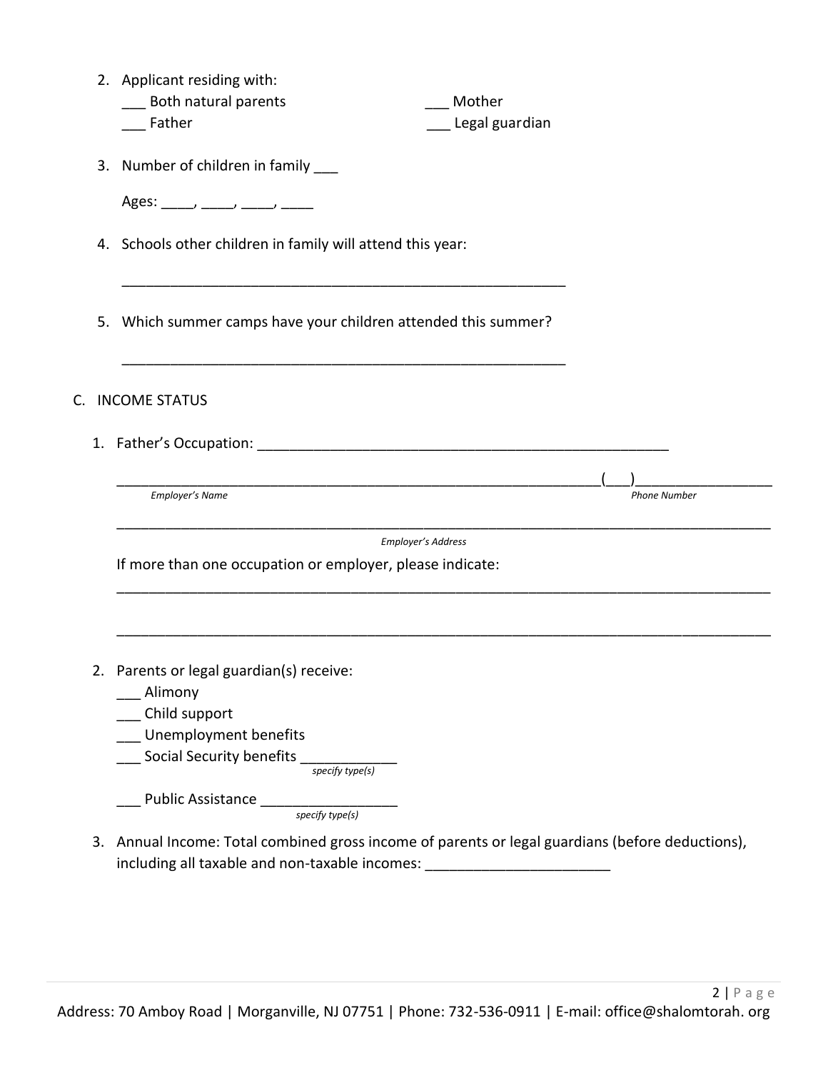2. Applicant residing with:

   ___ Both natural parents ___ Mother

   ___ Father ___ Legal guardian

3. Number of children in family ___

   Ages: ____, ____, ____, ____

4. Schools other children in family will attend this year:

   ________________________________________________________

5. Which summer camps have your children attended this summer?

   ________________________________________________________

C. INCOME STATUS

1. Father's Occupation: ________________________________________________

   _______________________________________________________________(___)________________

   *Employer's Name* *Phone Number*

   ________________________________________________________________________________

   *Employer's Address*

   If more than one occupation or employer, please indicate:

   ________________________________________________________________________________

   ________________________________________________________________________________

2. Parents or legal guardian(s) receive:

   ___ Alimony

   ___ Child support

   ___ Unemployment benefits

   ___ Social Security benefits ____________
   *specify type(s)*

   ___ Public Assistance _________________
   *specify type(s)*

3. Annual Income: Total combined gross income of parents or legal guardians (before deductions), including all taxable and non-taxable incomes: _______________________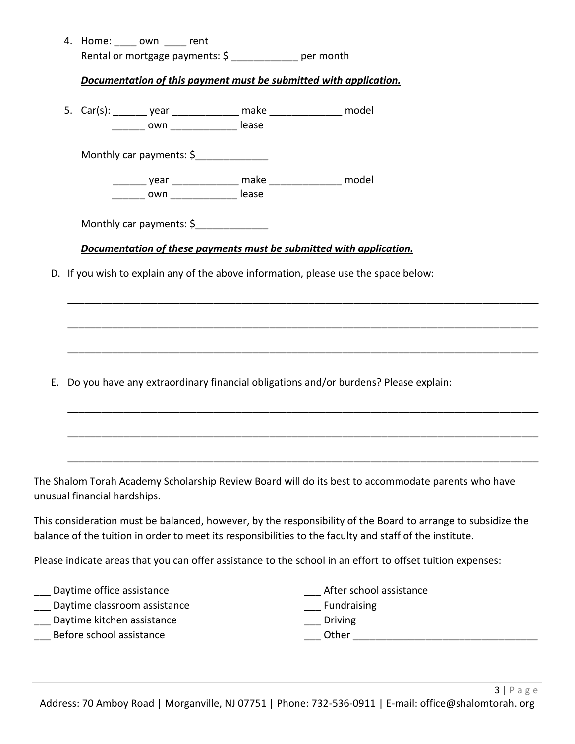4. Home: ____ own ____ rent
   Rental or mortgage payments: $ ____________ per month

   ***Documentation of this payment must be submitted with application.***

5. Car(s): ______ year ____________ make _____________ model
   ______ own ____________ lease

   Monthly car payments: $_____________

   ______ year ____________ make _____________ model
   ______ own ____________ lease

   Monthly car payments: $_____________

   ***Documentation of these payments must be submitted with application.***

D. If you wish to explain any of the above information, please use the space below:

_______________________________________________________________________________________

_______________________________________________________________________________________

_______________________________________________________________________________________

E. Do you have any extraordinary financial obligations and/or burdens? Please explain:

_______________________________________________________________________________________

_______________________________________________________________________________________

_______________________________________________________________________________________

The Shalom Torah Academy Scholarship Review Board will do its best to accommodate parents who have unusual financial hardships.

This consideration must be balanced, however, by the responsibility of the Board to arrange to subsidize the balance of the tuition in order to meet its responsibilities to the faculty and staff of the institute.

Please indicate areas that you can offer assistance to the school in an effort to offset tuition expenses:

___ Daytime office assistance
___ Daytime classroom assistance
___ Daytime kitchen assistance
___ Before school assistance
___ After school assistance
___ Fundraising
___ Driving
___ Other _________________________________

Address: 70 Amboy Road | Morganville, NJ 07751 | Phone: 732-536-0911 | E-mail: office@shalomtorah. org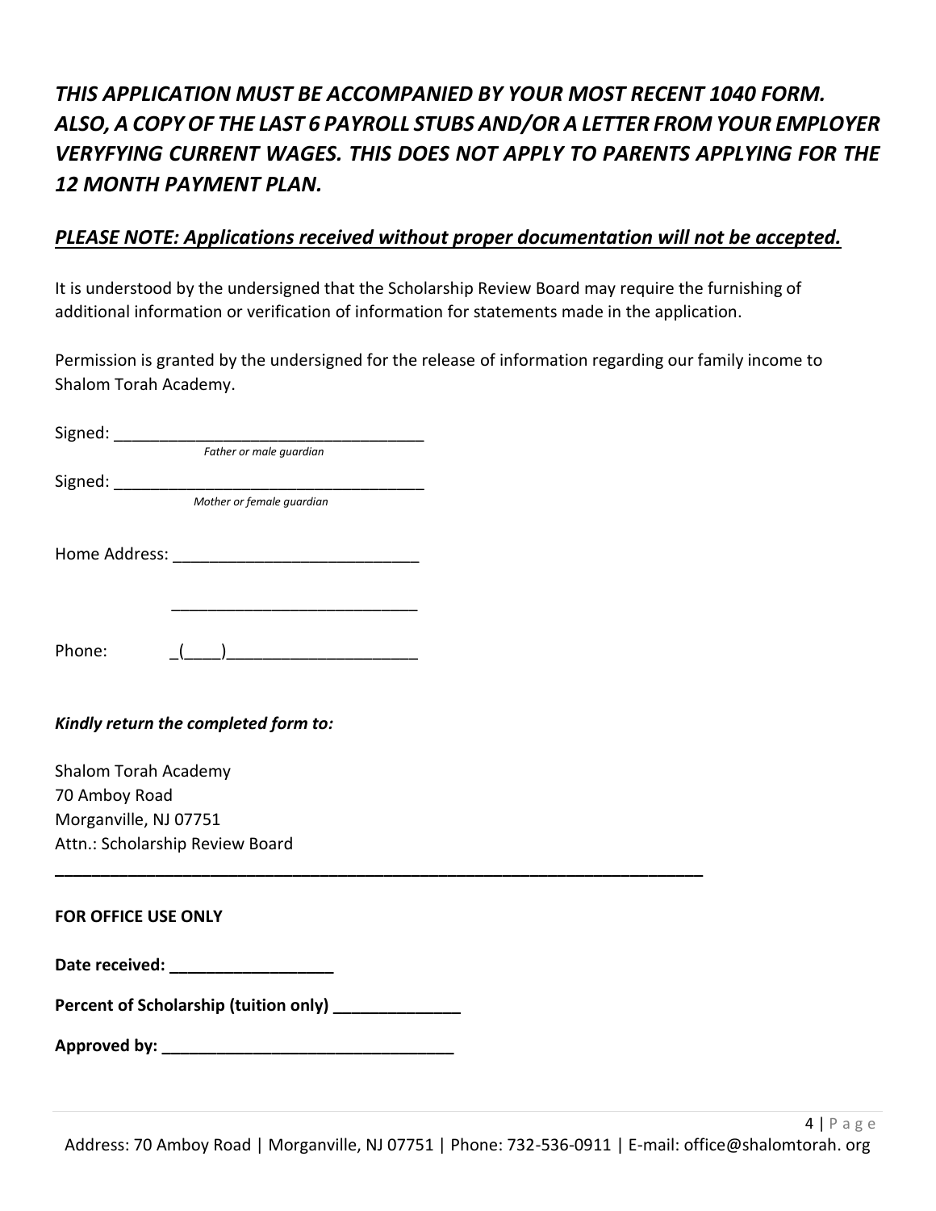***THIS APPLICATION MUST BE ACCOMPANIED BY YOUR MOST RECENT 1040 FORM. ALSO, A COPY OF THE LAST 6 PAYROLL STUBS AND/OR A LETTER FROM YOUR EMPLOYER VERYFYING CURRENT WAGES. THIS DOES NOT APPLY TO PARENTS APPLYING FOR THE 12 MONTH PAYMENT PLAN.***

***<u>PLEASE NOTE: Applications received without proper documentation will not be accepted.</u>***

It is understood by the undersigned that the Scholarship Review Board may require the furnishing of additional information or verification of information for statements made in the application.

Permission is granted by the undersigned for the release of information regarding our family income to Shalom Torah Academy.

Signed: ___________________________________
*Father or male guardian*

Signed: ___________________________________
*Mother or female guardian*

Home Address: ___________________________

___________________________

Phone: _(____)_____________________

***Kindly return the completed form to:***

Shalom Torah Academy
70 Amboy Road
Morganville, NJ 07751
Attn.: Scholarship Review Board

---

**FOR OFFICE USE ONLY**

**Date received: __________________**

**Percent of Scholarship (tuition only) ______________**

**Approved by: ________________________________**